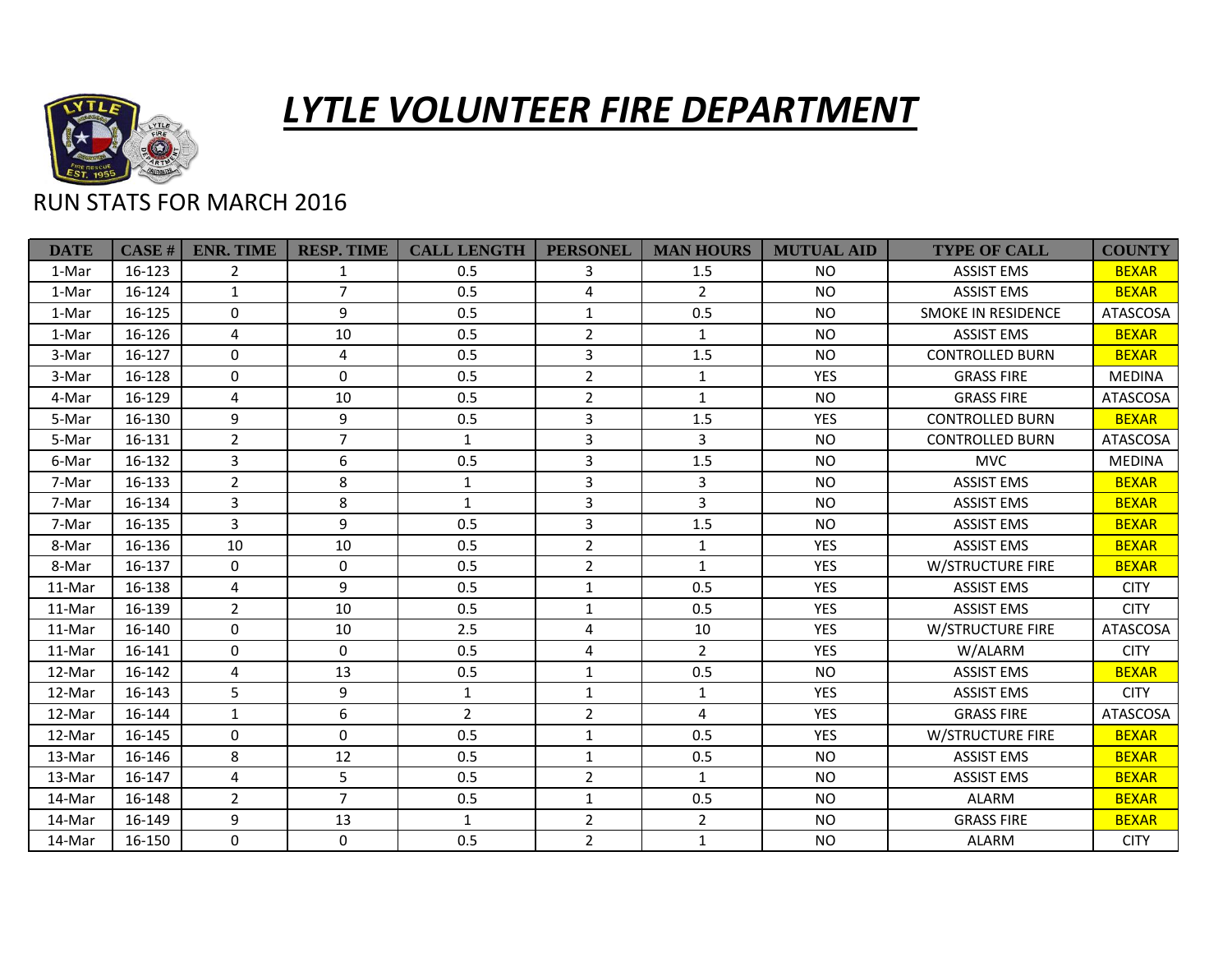# LYTLE VOLUNTEER FIRE DEPARTMENT

RUN STATS FOR MARCH 2016

| DATE | CASE # | ENR. TIME | RESP. TIME | CALL LENGTH | PERSONEL | MAN HOURS | MUTUAL AID | TYPE OF CALL | COUNTY |
|---|---|---|---|---|---|---|---|---|---|
| 1-Mar | 16-123 | 2 | 1 | 0.5 | 3 | 1.5 | NO | ASSIST EMS | BEXAR |
| 1-Mar | 16-124 | 1 | 7 | 0.5 | 4 | 2 | NO | ASSIST EMS | BEXAR |
| 1-Mar | 16-125 | 0 | 9 | 0.5 | 1 | 0.5 | NO | SMOKE IN RESIDENCE | ATASCOSA |
| 1-Mar | 16-126 | 4 | 10 | 0.5 | 2 | 1 | NO | ASSIST EMS | BEXAR |
| 3-Mar | 16-127 | 0 | 4 | 0.5 | 3 | 1.5 | NO | CONTROLLED BURN | BEXAR |
| 3-Mar | 16-128 | 0 | 0 | 0.5 | 2 | 1 | YES | GRASS FIRE | MEDINA |
| 4-Mar | 16-129 | 4 | 10 | 0.5 | 2 | 1 | NO | GRASS FIRE | ATASCOSA |
| 5-Mar | 16-130 | 9 | 9 | 0.5 | 3 | 1.5 | YES | CONTROLLED BURN | BEXAR |
| 5-Mar | 16-131 | 2 | 7 | 1 | 3 | 3 | NO | CONTROLLED BURN | ATASCOSA |
| 6-Mar | 16-132 | 3 | 6 | 0.5 | 3 | 1.5 | NO | MVC | MEDINA |
| 7-Mar | 16-133 | 2 | 8 | 1 | 3 | 3 | NO | ASSIST EMS | BEXAR |
| 7-Mar | 16-134 | 3 | 8 | 1 | 3 | 3 | NO | ASSIST EMS | BEXAR |
| 7-Mar | 16-135 | 3 | 9 | 0.5 | 3 | 1.5 | NO | ASSIST EMS | BEXAR |
| 8-Mar | 16-136 | 10 | 10 | 0.5 | 2 | 1 | YES | ASSIST EMS | BEXAR |
| 8-Mar | 16-137 | 0 | 0 | 0.5 | 2 | 1 | YES | W/STRUCTURE FIRE | BEXAR |
| 11-Mar | 16-138 | 4 | 9 | 0.5 | 1 | 0.5 | YES | ASSIST EMS | CITY |
| 11-Mar | 16-139 | 2 | 10 | 0.5 | 1 | 0.5 | YES | ASSIST EMS | CITY |
| 11-Mar | 16-140 | 0 | 10 | 2.5 | 4 | 10 | YES | W/STRUCTURE FIRE | ATASCOSA |
| 11-Mar | 16-141 | 0 | 0 | 0.5 | 4 | 2 | YES | W/ALARM | CITY |
| 12-Mar | 16-142 | 4 | 13 | 0.5 | 1 | 0.5 | NO | ASSIST EMS | BEXAR |
| 12-Mar | 16-143 | 5 | 9 | 1 | 1 | 1 | YES | ASSIST EMS | CITY |
| 12-Mar | 16-144 | 1 | 6 | 2 | 2 | 4 | YES | GRASS FIRE | ATASCOSA |
| 12-Mar | 16-145 | 0 | 0 | 0.5 | 1 | 0.5 | YES | W/STRUCTURE FIRE | BEXAR |
| 13-Mar | 16-146 | 8 | 12 | 0.5 | 1 | 0.5 | NO | ASSIST EMS | BEXAR |
| 13-Mar | 16-147 | 4 | 5 | 0.5 | 2 | 1 | NO | ASSIST EMS | BEXAR |
| 14-Mar | 16-148 | 2 | 7 | 0.5 | 1 | 0.5 | NO | ALARM | BEXAR |
| 14-Mar | 16-149 | 9 | 13 | 1 | 2 | 2 | NO | GRASS FIRE | BEXAR |
| 14-Mar | 16-150 | 0 | 0 | 0.5 | 2 | 1 | NO | ALARM | CITY |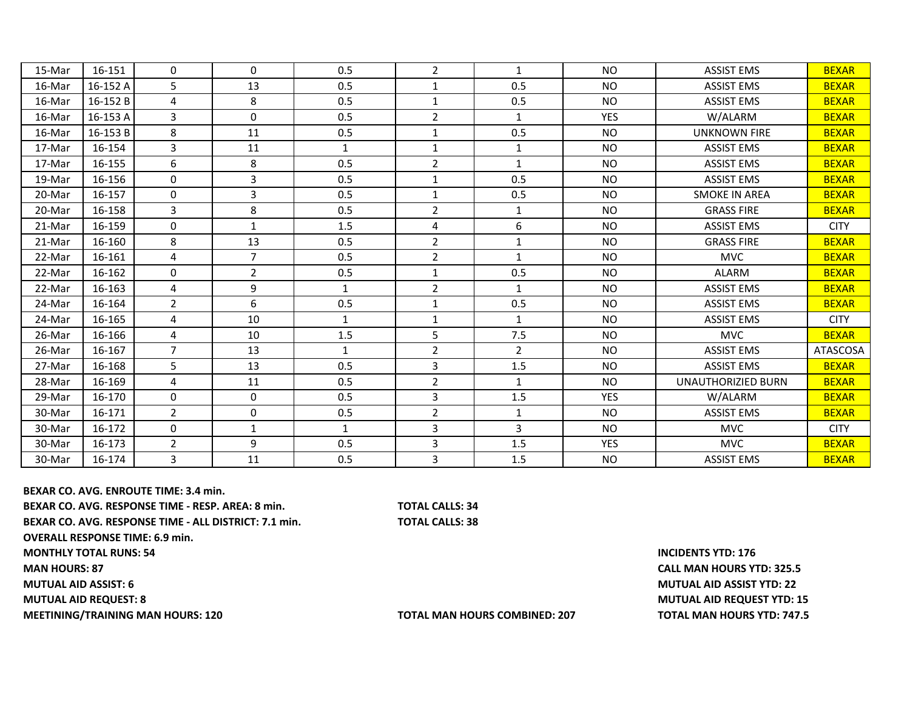| | | | | | | | | | |
|---|---|---|---|---|---|---|---|---|---|
| 15-Mar | 16-151 | 0 | 0 | 0.5 | 2 | 1 | NO | ASSIST EMS | BEXAR |
| 16-Mar | 16-152 A | 5 | 13 | 0.5 | 1 | 0.5 | NO | ASSIST EMS | BEXAR |
| 16-Mar | 16-152 B | 4 | 8 | 0.5 | 1 | 0.5 | NO | ASSIST EMS | BEXAR |
| 16-Mar | 16-153 A | 3 | 0 | 0.5 | 2 | 1 | YES | W/ALARM | BEXAR |
| 16-Mar | 16-153 B | 8 | 11 | 0.5 | 1 | 0.5 | NO | UNKNOWN FIRE | BEXAR |
| 17-Mar | 16-154 | 3 | 11 | 1 | 1 | 1 | NO | ASSIST EMS | BEXAR |
| 17-Mar | 16-155 | 6 | 8 | 0.5 | 2 | 1 | NO | ASSIST EMS | BEXAR |
| 19-Mar | 16-156 | 0 | 3 | 0.5 | 1 | 0.5 | NO | ASSIST EMS | BEXAR |
| 20-Mar | 16-157 | 0 | 3 | 0.5 | 1 | 0.5 | NO | SMOKE IN AREA | BEXAR |
| 20-Mar | 16-158 | 3 | 8 | 0.5 | 2 | 1 | NO | GRASS FIRE | BEXAR |
| 21-Mar | 16-159 | 0 | 1 | 1.5 | 4 | 6 | NO | ASSIST EMS | CITY |
| 21-Mar | 16-160 | 8 | 13 | 0.5 | 2 | 1 | NO | GRASS FIRE | BEXAR |
| 22-Mar | 16-161 | 4 | 7 | 0.5 | 2 | 1 | NO | MVC | BEXAR |
| 22-Mar | 16-162 | 0 | 2 | 0.5 | 1 | 0.5 | NO | ALARM | BEXAR |
| 22-Mar | 16-163 | 4 | 9 | 1 | 2 | 1 | NO | ASSIST EMS | BEXAR |
| 24-Mar | 16-164 | 2 | 6 | 0.5 | 1 | 0.5 | NO | ASSIST EMS | BEXAR |
| 24-Mar | 16-165 | 4 | 10 | 1 | 1 | 1 | NO | ASSIST EMS | CITY |
| 26-Mar | 16-166 | 4 | 10 | 1.5 | 5 | 7.5 | NO | MVC | BEXAR |
| 26-Mar | 16-167 | 7 | 13 | 1 | 2 | 2 | NO | ASSIST EMS | ATASCOSA |
| 27-Mar | 16-168 | 5 | 13 | 0.5 | 3 | 1.5 | NO | ASSIST EMS | BEXAR |
| 28-Mar | 16-169 | 4 | 11 | 0.5 | 2 | 1 | NO | UNAUTHORIZIED BURN | BEXAR |
| 29-Mar | 16-170 | 0 | 0 | 0.5 | 3 | 1.5 | YES | W/ALARM | BEXAR |
| 30-Mar | 16-171 | 2 | 0 | 0.5 | 2 | 1 | NO | ASSIST EMS | BEXAR |
| 30-Mar | 16-172 | 0 | 1 | 1 | 3 | 3 | NO | MVC | CITY |
| 30-Mar | 16-173 | 2 | 9 | 0.5 | 3 | 1.5 | YES | MVC | BEXAR |
| 30-Mar | 16-174 | 3 | 11 | 0.5 | 3 | 1.5 | NO | ASSIST EMS | BEXAR |

**BEXAR CO. AVG. ENROUTE TIME: 3.4 min.**
**BEXAR CO. AVG. RESPONSE TIME - RESP. AREA: 8 min.** **TOTAL CALLS: 34**
**BEXAR CO. AVG. RESPONSE TIME - ALL DISTRICT: 7.1 min.** **TOTAL CALLS: 38**
**OVERALL RESPONSE TIME: 6.9 min.**
**MONTHLY TOTAL RUNS: 54**
**MAN HOURS: 87**
**MUTUAL AID ASSIST: 6**
**MUTUAL AID REQUEST: 8**
**MEETINING/TRAINING MAN HOURS: 120**
**TOTAL MAN HOURS COMBINED: 207**

**INCIDENTS YTD: 176**
**CALL MAN HOURS YTD: 325.5**
**MUTUAL AID ASSIST YTD: 22**
**MUTUAL AID REQUEST YTD: 15**
**TOTAL MAN HOURS YTD: 747.5**